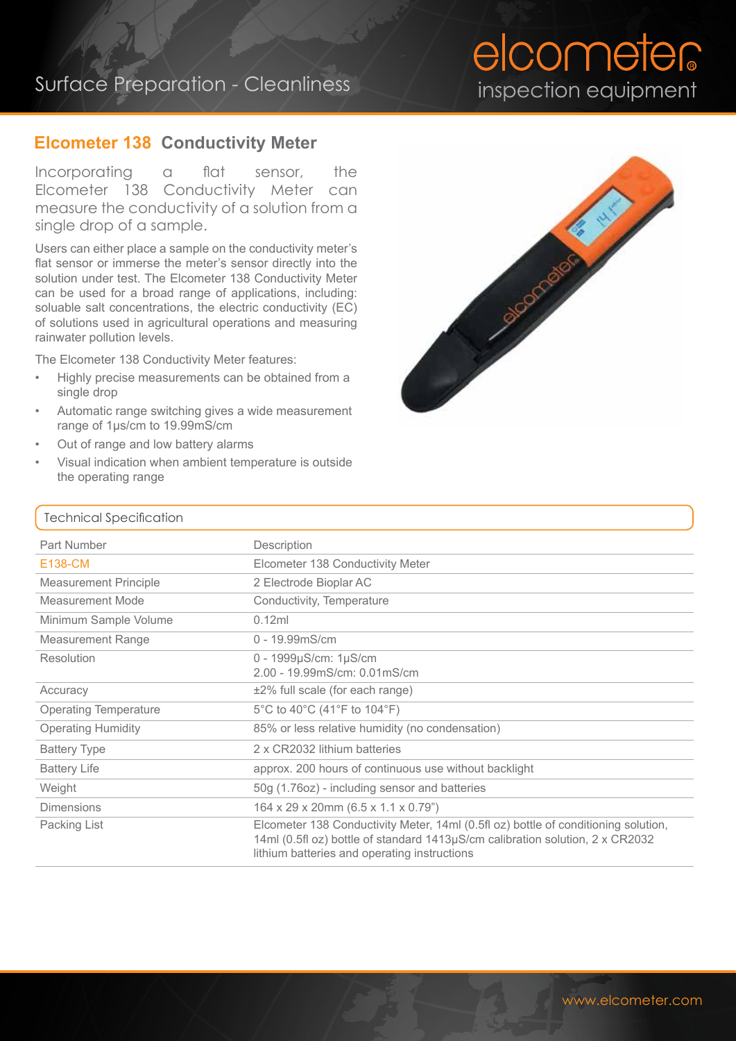Surface Preparation - Cleanliness

elcometer inspection equipment

## Elcometer 138 Conductivity Meter

Incorporating a flat sensor, the Elcometer 138 Conductivity Meter can measure the conductivity of a solution from a single drop of a sample.

Users can either place a sample on the conductivity meter's flat sensor or immerse the meter's sensor directly into the solution under test. The Elcometer 138 Conductivity Meter can be used for a broad range of applications, including: soluable salt concentrations, the electric conductivity (EC) of solutions used in agricultural operations and measuring rainwater pollution levels.

The Elcometer 138 Conductivity Meter features:

- Highly precise measurements can be obtained from a single drop
- Automatic range switching gives a wide measurement range of 1µs/cm to 19.99mS/cm
- Out of range and low battery alarms
- Visual indication when ambient temperature is outside the operating range

### Technical Specification

| Part Number | Description |
|---|---|
| E138-CM | Elcometer 138 Conductivity Meter |
| Measurement Principle | 2 Electrode Bioplar AC |
| Measurement Mode | Conductivity, Temperature |
| Minimum Sample Volume | 0.12ml |
| Measurement Range | 0 - 19.99mS/cm |
| Resolution | 0 - 1999µS/cm: 1µS/cm<br>2.00 - 19.99mS/cm: 0.01mS/cm |
| Accuracy | ±2% full scale (for each range) |
| Operating Temperature | 5°C to 40°C (41°F to 104°F) |
| Operating Humidity | 85% or less relative humidity (no condensation) |
| Battery Type | 2 x CR2032 lithium batteries |
| Battery Life | approx. 200 hours of continuous use without backlight |
| Weight | 50g (1.76oz) - including sensor and batteries |
| Dimensions | 164 x 29 x 20mm (6.5 x 1.1 x 0.79") |
| Packing List | Elcometer 138 Conductivity Meter, 14ml (0.5fl oz) bottle of conditioning solution, 14ml (0.5fl oz) bottle of standard 1413µS/cm calibration solution, 2 x CR2032 lithium batteries and operating instructions |

www.elcometer.com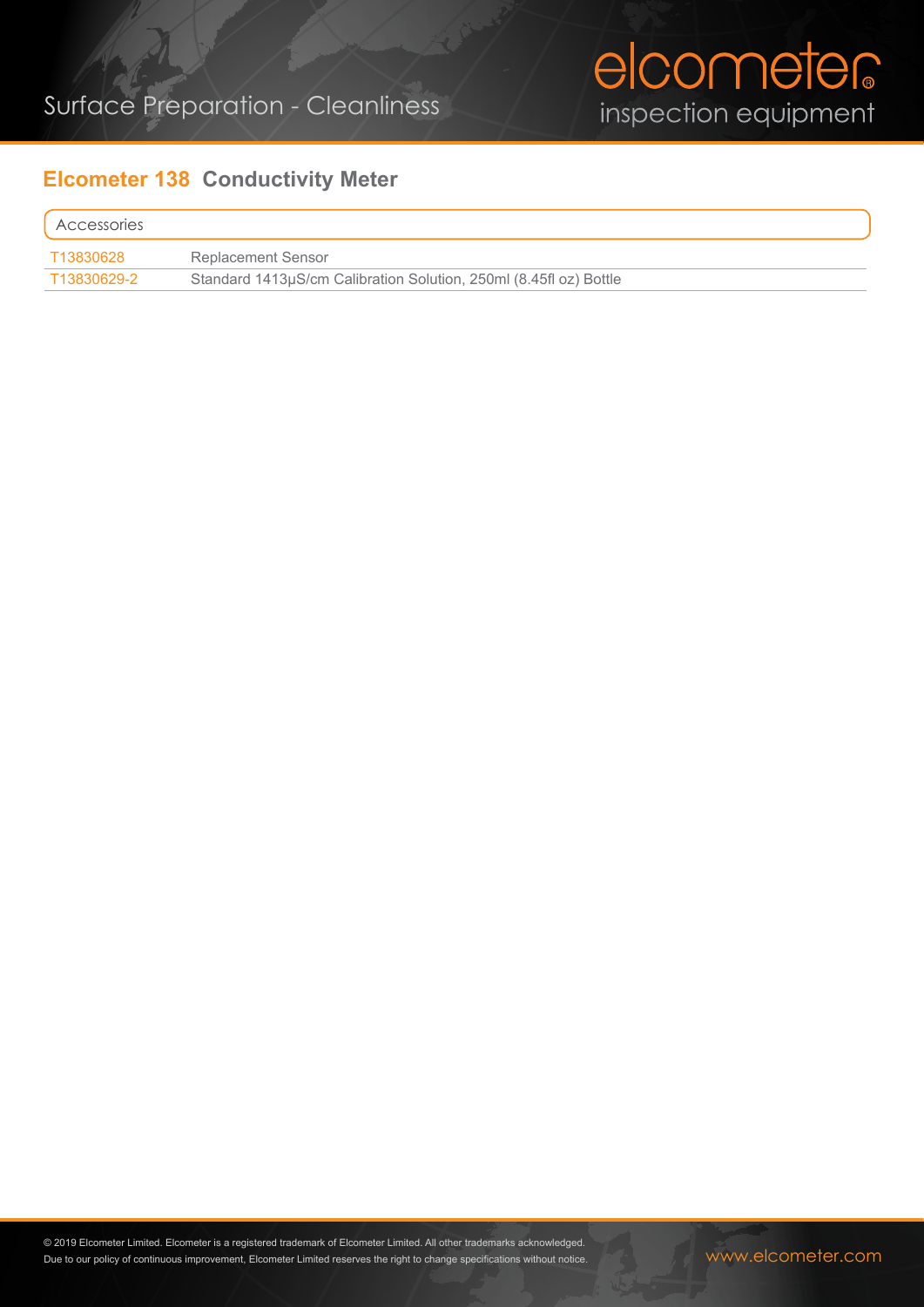## Elcometer 138 Conductivity Meter

| Accessories | |
|---|---|
| T13830628 | Replacement Sensor |
| T13830629-2 | Standard 1413µS/cm Calibration Solution, 250ml (8.45fl oz) Bottle |